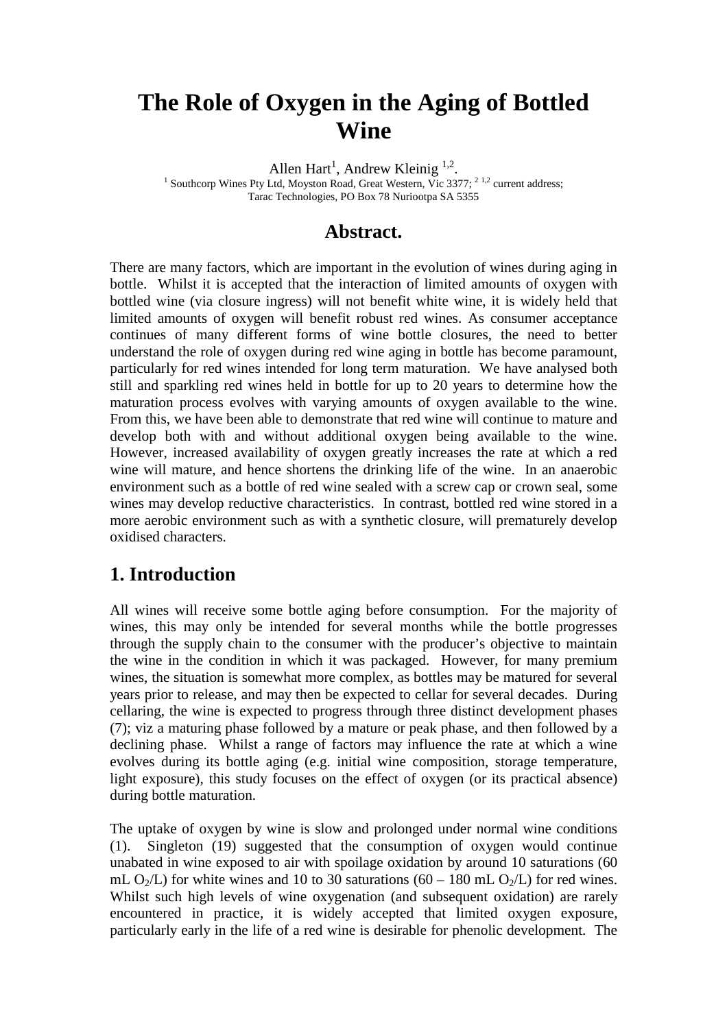# The Role of Oxygen in the Aging of Bottled Wine

Allen Hart[1], Andrew Kleinig [1,2].

[1] Southcorp Wines Pty Ltd, Moyston Road, Great Western, Vic 3377; [2 1,2] current address; Tarac Technologies, PO Box 78 Nuriootpa SA 5355

## Abstract.

There are many factors, which are important in the evolution of wines during aging in bottle. Whilst it is accepted that the interaction of limited amounts of oxygen with bottled wine (via closure ingress) will not benefit white wine, it is widely held that limited amounts of oxygen will benefit robust red wines. As consumer acceptance continues of many different forms of wine bottle closures, the need to better understand the role of oxygen during red wine aging in bottle has become paramount, particularly for red wines intended for long term maturation. We have analysed both still and sparkling red wines held in bottle for up to 20 years to determine how the maturation process evolves with varying amounts of oxygen available to the wine. From this, we have been able to demonstrate that red wine will continue to mature and develop both with and without additional oxygen being available to the wine. However, increased availability of oxygen greatly increases the rate at which a red wine will mature, and hence shortens the drinking life of the wine. In an anaerobic environment such as a bottle of red wine sealed with a screw cap or crown seal, some wines may develop reductive characteristics. In contrast, bottled red wine stored in a more aerobic environment such as with a synthetic closure, will prematurely develop oxidised characters.

## 1. Introduction

All wines will receive some bottle aging before consumption. For the majority of wines, this may only be intended for several months while the bottle progresses through the supply chain to the consumer with the producer's objective to maintain the wine in the condition in which it was packaged. However, for many premium wines, the situation is somewhat more complex, as bottles may be matured for several years prior to release, and may then be expected to cellar for several decades. During cellaring, the wine is expected to progress through three distinct development phases (7); viz a maturing phase followed by a mature or peak phase, and then followed by a declining phase. Whilst a range of factors may influence the rate at which a wine evolves during its bottle aging (e.g. initial wine composition, storage temperature, light exposure), this study focuses on the effect of oxygen (or its practical absence) during bottle maturation.

The uptake of oxygen by wine is slow and prolonged under normal wine conditions (1). Singleton (19) suggested that the consumption of oxygen would continue unabated in wine exposed to air with spoilage oxidation by around 10 saturations (60 mL $O_2$/L) for white wines and 10 to 30 saturations (60 – 180 mL $O_2$/L) for red wines. Whilst such high levels of wine oxygenation (and subsequent oxidation) are rarely encountered in practice, it is widely accepted that limited oxygen exposure, particularly early in the life of a red wine is desirable for phenolic development. The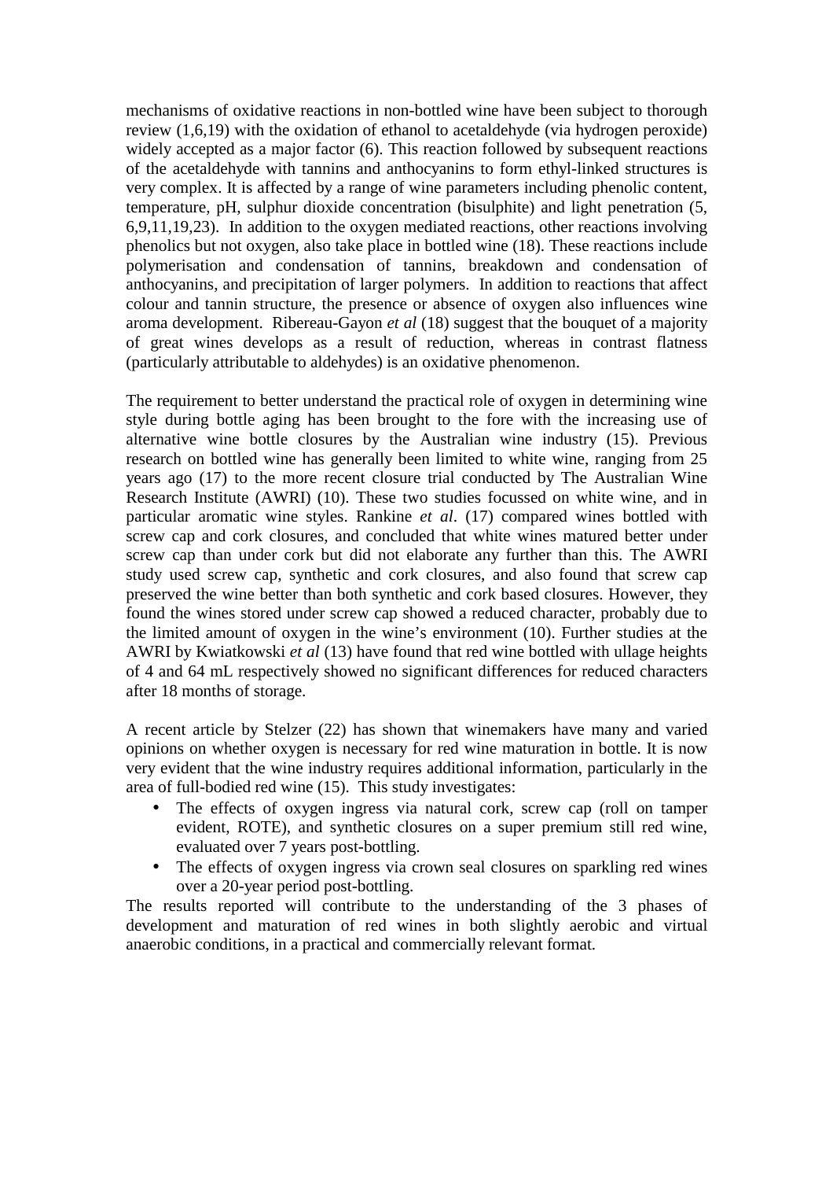mechanisms of oxidative reactions in non-bottled wine have been subject to thorough review (1,6,19) with the oxidation of ethanol to acetaldehyde (via hydrogen peroxide) widely accepted as a major factor (6). This reaction followed by subsequent reactions of the acetaldehyde with tannins and anthocyanins to form ethyl-linked structures is very complex. It is affected by a range of wine parameters including phenolic content, temperature, pH, sulphur dioxide concentration (bisulphite) and light penetration (5, 6,9,11,19,23). In addition to the oxygen mediated reactions, other reactions involving phenolics but not oxygen, also take place in bottled wine (18). These reactions include polymerisation and condensation of tannins, breakdown and condensation of anthocyanins, and precipitation of larger polymers. In addition to reactions that affect colour and tannin structure, the presence or absence of oxygen also influences wine aroma development. Ribereau-Gayon *et al* (18) suggest that the bouquet of a majority of great wines develops as a result of reduction, whereas in contrast flatness (particularly attributable to aldehydes) is an oxidative phenomenon.

The requirement to better understand the practical role of oxygen in determining wine style during bottle aging has been brought to the fore with the increasing use of alternative wine bottle closures by the Australian wine industry (15). Previous research on bottled wine has generally been limited to white wine, ranging from 25 years ago (17) to the more recent closure trial conducted by The Australian Wine Research Institute (AWRI) (10). These two studies focussed on white wine, and in particular aromatic wine styles. Rankine *et al*. (17) compared wines bottled with screw cap and cork closures, and concluded that white wines matured better under screw cap than under cork but did not elaborate any further than this. The AWRI study used screw cap, synthetic and cork closures, and also found that screw cap preserved the wine better than both synthetic and cork based closures. However, they found the wines stored under screw cap showed a reduced character, probably due to the limited amount of oxygen in the wine's environment (10). Further studies at the AWRI by Kwiatkowski *et al* (13) have found that red wine bottled with ullage heights of 4 and 64 mL respectively showed no significant differences for reduced characters after 18 months of storage.

A recent article by Stelzer (22) has shown that winemakers have many and varied opinions on whether oxygen is necessary for red wine maturation in bottle. It is now very evident that the wine industry requires additional information, particularly in the area of full-bodied red wine (15). This study investigates:

- The effects of oxygen ingress via natural cork, screw cap (roll on tamper evident, ROTE), and synthetic closures on a super premium still red wine, evaluated over 7 years post-bottling.
- The effects of oxygen ingress via crown seal closures on sparkling red wines over a 20-year period post-bottling.

The results reported will contribute to the understanding of the 3 phases of development and maturation of red wines in both slightly aerobic and virtual anaerobic conditions, in a practical and commercially relevant format.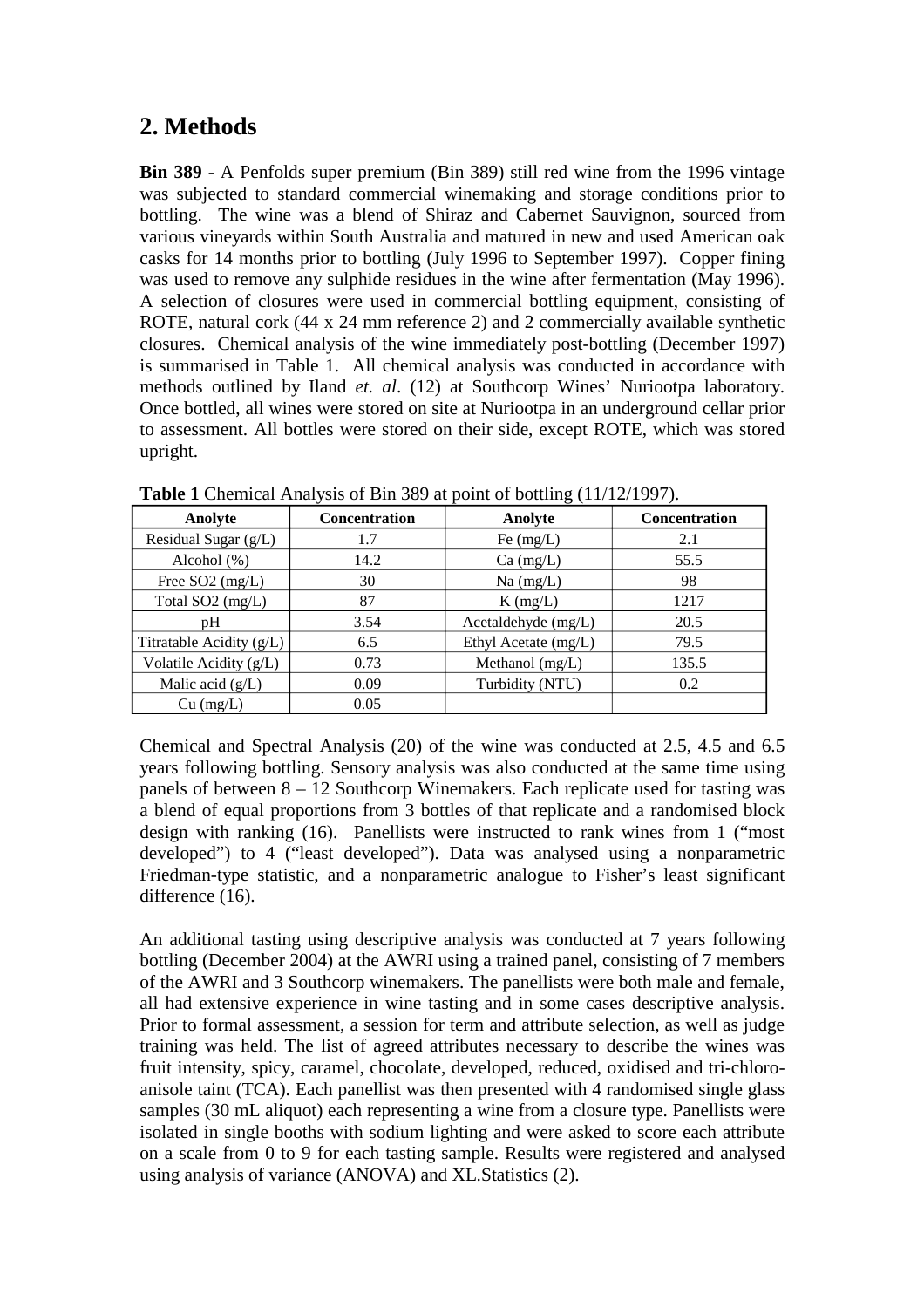## 2. Methods

**Bin 389** - A Penfolds super premium (Bin 389) still red wine from the 1996 vintage was subjected to standard commercial winemaking and storage conditions prior to bottling. The wine was a blend of Shiraz and Cabernet Sauvignon, sourced from various vineyards within South Australia and matured in new and used American oak casks for 14 months prior to bottling (July 1996 to September 1997). Copper fining was used to remove any sulphide residues in the wine after fermentation (May 1996). A selection of closures were used in commercial bottling equipment, consisting of ROTE, natural cork (44 x 24 mm reference 2) and 2 commercially available synthetic closures. Chemical analysis of the wine immediately post-bottling (December 1997) is summarised in Table 1. All chemical analysis was conducted in accordance with methods outlined by Iland *et. al*. (12) at Southcorp Wines' Nuriootpa laboratory. Once bottled, all wines were stored on site at Nuriootpa in an underground cellar prior to assessment. All bottles were stored on their side, except ROTE, which was stored upright.

**Table 1** Chemical Analysis of Bin 389 at point of bottling (11/12/1997).

| Anolyte | Concentration | Anolyte | Concentration |
|---|---|---|---|
| Residual Sugar (g/L) | 1.7 | Fe (mg/L) | 2.1 |
| Alcohol (%) | 14.2 | Ca (mg/L) | 55.5 |
| Free $SO_2$ (mg/L) | 30 | Na (mg/L) | 98 |
| Total $SO_2$ (mg/L) | 87 | K (mg/L) | 1217 |
| pH | 3.54 | Acetaldehyde (mg/L) | 20.5 |
| Titratable Acidity (g/L) | 6.5 | Ethyl Acetate (mg/L) | 79.5 |
| Volatile Acidity (g/L) | 0.73 | Methanol (mg/L) | 135.5 |
| Malic acid (g/L) | 0.09 | Turbidity (NTU) | 0.2 |
| Cu (mg/L) | 0.05 | | |

Chemical and Spectral Analysis (20) of the wine was conducted at 2.5, 4.5 and 6.5 years following bottling. Sensory analysis was also conducted at the same time using panels of between 8 – 12 Southcorp Winemakers. Each replicate used for tasting was a blend of equal proportions from 3 bottles of that replicate and a randomised block design with ranking (16). Panellists were instructed to rank wines from 1 ("most developed") to 4 ("least developed"). Data was analysed using a nonparametric Friedman-type statistic, and a nonparametric analogue to Fisher's least significant difference (16).

An additional tasting using descriptive analysis was conducted at 7 years following bottling (December 2004) at the AWRI using a trained panel, consisting of 7 members of the AWRI and 3 Southcorp winemakers. The panellists were both male and female, all had extensive experience in wine tasting and in some cases descriptive analysis. Prior to formal assessment, a session for term and attribute selection, as well as judge training was held. The list of agreed attributes necessary to describe the wines was fruit intensity, spicy, caramel, chocolate, developed, reduced, oxidised and tri-chloro-anisole taint (TCA). Each panellist was then presented with 4 randomised single glass samples (30 mL aliquot) each representing a wine from a closure type. Panellists were isolated in single booths with sodium lighting and were asked to score each attribute on a scale from 0 to 9 for each tasting sample. Results were registered and analysed using analysis of variance (ANOVA) and XL.Statistics (2).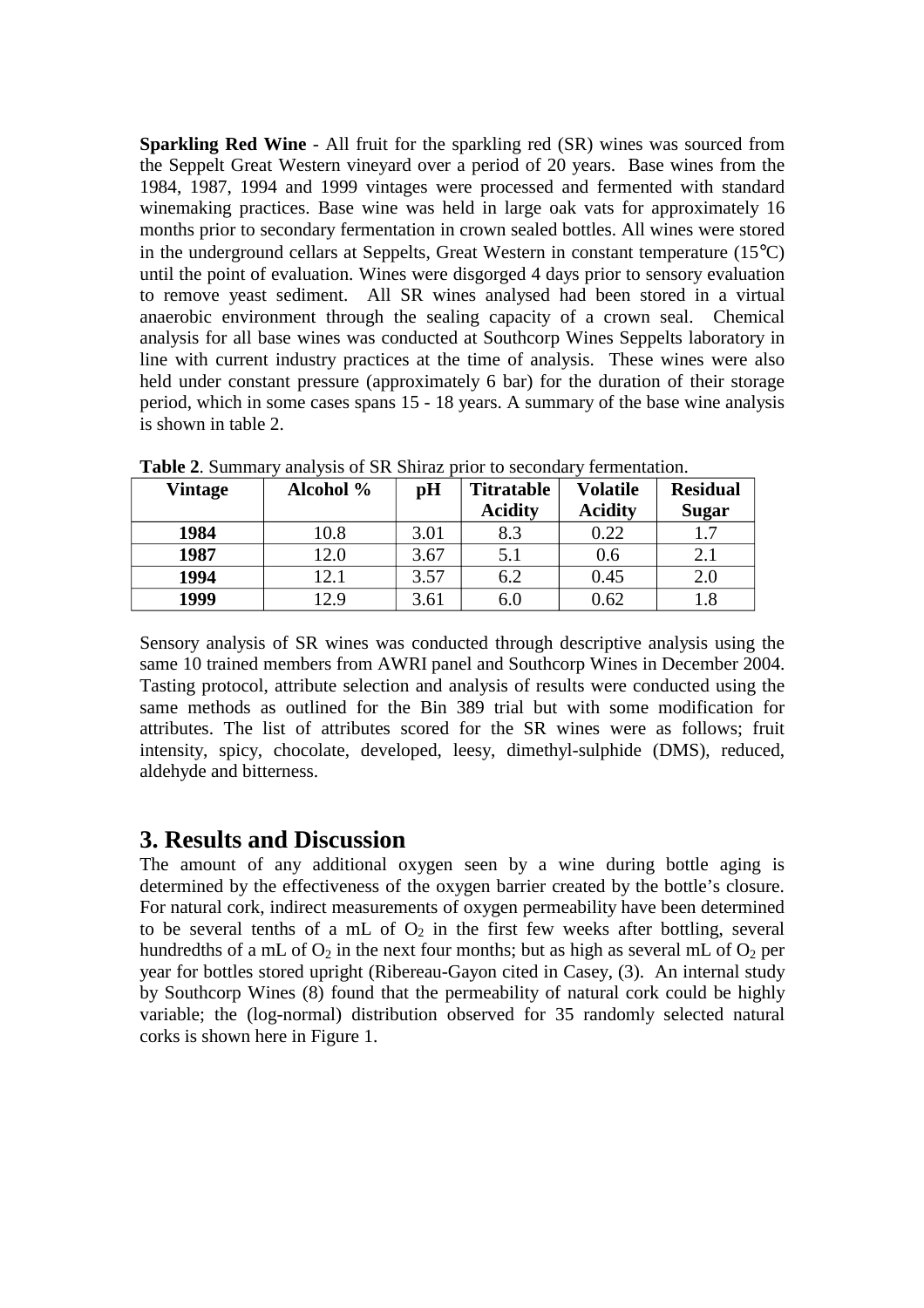**Sparkling Red Wine** - All fruit for the sparkling red (SR) wines was sourced from the Seppelt Great Western vineyard over a period of 20 years. Base wines from the 1984, 1987, 1994 and 1999 vintages were processed and fermented with standard winemaking practices. Base wine was held in large oak vats for approximately 16 months prior to secondary fermentation in crown sealed bottles. All wines were stored in the underground cellars at Seppelts, Great Western in constant temperature (15°C) until the point of evaluation. Wines were disgorged 4 days prior to sensory evaluation to remove yeast sediment. All SR wines analysed had been stored in a virtual anaerobic environment through the sealing capacity of a crown seal. Chemical analysis for all base wines was conducted at Southcorp Wines Seppelts laboratory in line with current industry practices at the time of analysis. These wines were also held under constant pressure (approximately 6 bar) for the duration of their storage period, which in some cases spans 15 - 18 years. A summary of the base wine analysis is shown in table 2.

**Table 2**. Summary analysis of SR Shiraz prior to secondary fermentation.

| Vintage | Alcohol % | pH | Titratable Acidity | Volatile Acidity | Residual Sugar |
|---|---|---|---|---|---|
| **1984** | 10.8 | 3.01 | 8.3 | 0.22 | 1.7 |
| **1987** | 12.0 | 3.67 | 5.1 | 0.6 | 2.1 |
| **1994** | 12.1 | 3.57 | 6.2 | 0.45 | 2.0 |
| **1999** | 12.9 | 3.61 | 6.0 | 0.62 | 1.8 |

Sensory analysis of SR wines was conducted through descriptive analysis using the same 10 trained members from AWRI panel and Southcorp Wines in December 2004. Tasting protocol, attribute selection and analysis of results were conducted using the same methods as outlined for the Bin 389 trial but with some modification for attributes. The list of attributes scored for the SR wines were as follows; fruit intensity, spicy, chocolate, developed, leesy, dimethyl-sulphide (DMS), reduced, aldehyde and bitterness.

## 3. Results and Discussion

The amount of any additional oxygen seen by a wine during bottle aging is determined by the effectiveness of the oxygen barrier created by the bottle's closure. For natural cork, indirect measurements of oxygen permeability have been determined to be several tenths of a mL of $O_2$ in the first few weeks after bottling, several hundredths of a mL of $O_2$ in the next four months; but as high as several mL of $O_2$ per year for bottles stored upright (Ribereau-Gayon cited in Casey, (3). An internal study by Southcorp Wines (8) found that the permeability of natural cork could be highly variable; the (log-normal) distribution observed for 35 randomly selected natural corks is shown here in Figure 1.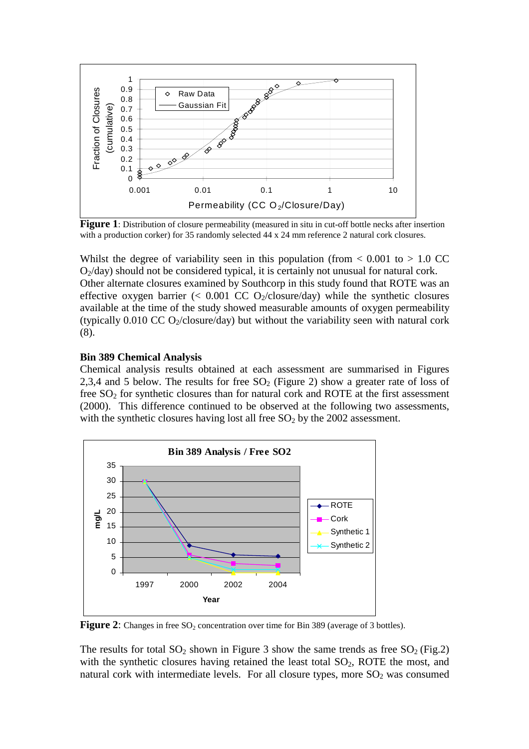**Figure 1**: Distribution of closure permeability (measured in situ in cut-off bottle necks after insertion with a production corker) for 35 randomly selected 44 x 24 mm reference 2 natural cork closures.

Whilst the degree of variability seen in this population (from < 0.001 to > 1.0 CC $O_2$/day) should not be considered typical, it is certainly not unusual for natural cork. Other alternate closures examined by Southcorp in this study found that ROTE was an effective oxygen barrier (< 0.001 CC $O_2$/closure/day) while the synthetic closures available at the time of the study showed measurable amounts of oxygen permeability (typically 0.010 CC $O_2$/closure/day) but without the variability seen with natural cork (8).

### Bin 389 Chemical Analysis

Chemical analysis results obtained at each assessment are summarised in Figures 2,3,4 and 5 below. The results for free $SO_2$ (Figure 2) show a greater rate of loss of free $SO_2$ for synthetic closures than for natural cork and ROTE at the first assessment (2000). This difference continued to be observed at the following two assessments, with the synthetic closures having lost all free $SO_2$ by the 2002 assessment.

**Figure 2**: Changes in free $SO_2$ concentration over time for Bin 389 (average of 3 bottles).

The results for total $SO_2$ shown in Figure 3 show the same trends as free $SO_2$ (Fig.2) with the synthetic closures having retained the least total $SO_2$, ROTE the most, and natural cork with intermediate levels. For all closure types, more $SO_2$ was consumed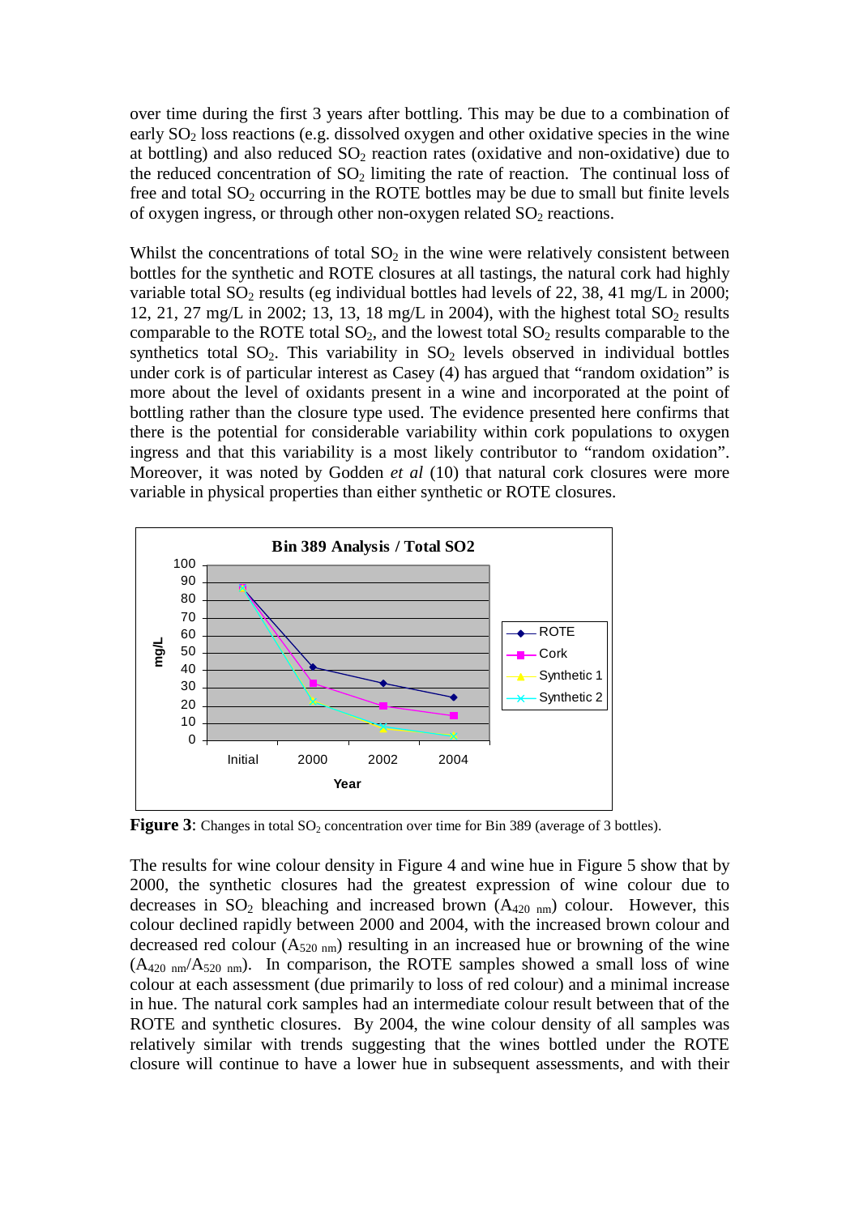over time during the first 3 years after bottling. This may be due to a combination of early $SO_2$ loss reactions (e.g. dissolved oxygen and other oxidative species in the wine at bottling) and also reduced $SO_2$ reaction rates (oxidative and non-oxidative) due to the reduced concentration of $SO_2$ limiting the rate of reaction. The continual loss of free and total $SO_2$ occurring in the ROTE bottles may be due to small but finite levels of oxygen ingress, or through other non-oxygen related $SO_2$ reactions.

Whilst the concentrations of total $SO_2$ in the wine were relatively consistent between bottles for the synthetic and ROTE closures at all tastings, the natural cork had highly variable total $SO_2$ results (eg individual bottles had levels of 22, 38, 41 mg/L in 2000; 12, 21, 27 mg/L in 2002; 13, 13, 18 mg/L in 2004), with the highest total $SO_2$ results comparable to the ROTE total $SO_2$, and the lowest total $SO_2$ results comparable to the synthetics total $SO_2$. This variability in $SO_2$ levels observed in individual bottles under cork is of particular interest as Casey (4) has argued that "random oxidation" is more about the level of oxidants present in a wine and incorporated at the point of bottling rather than the closure type used. The evidence presented here confirms that there is the potential for considerable variability within cork populations to oxygen ingress and that this variability is a most likely contributor to "random oxidation". Moreover, it was noted by Godden *et al* (10) that natural cork closures were more variable in physical properties than either synthetic or ROTE closures.

**Figure 3**: Changes in total $SO_2$ concentration over time for Bin 389 (average of 3 bottles).

The results for wine colour density in Figure 4 and wine hue in Figure 5 show that by 2000, the synthetic closures had the greatest expression of wine colour due to decreases in $SO_2$ bleaching and increased brown ($A_{420\ nm}$) colour. However, this colour declined rapidly between 2000 and 2004, with the increased brown colour and decreased red colour ($A_{520\ nm}$) resulting in an increased hue or browning of the wine ($A_{420\ nm}/A_{520\ nm}$). In comparison, the ROTE samples showed a small loss of wine colour at each assessment (due primarily to loss of red colour) and a minimal increase in hue. The natural cork samples had an intermediate colour result between that of the ROTE and synthetic closures. By 2004, the wine colour density of all samples was relatively similar with trends suggesting that the wines bottled under the ROTE closure will continue to have a lower hue in subsequent assessments, and with their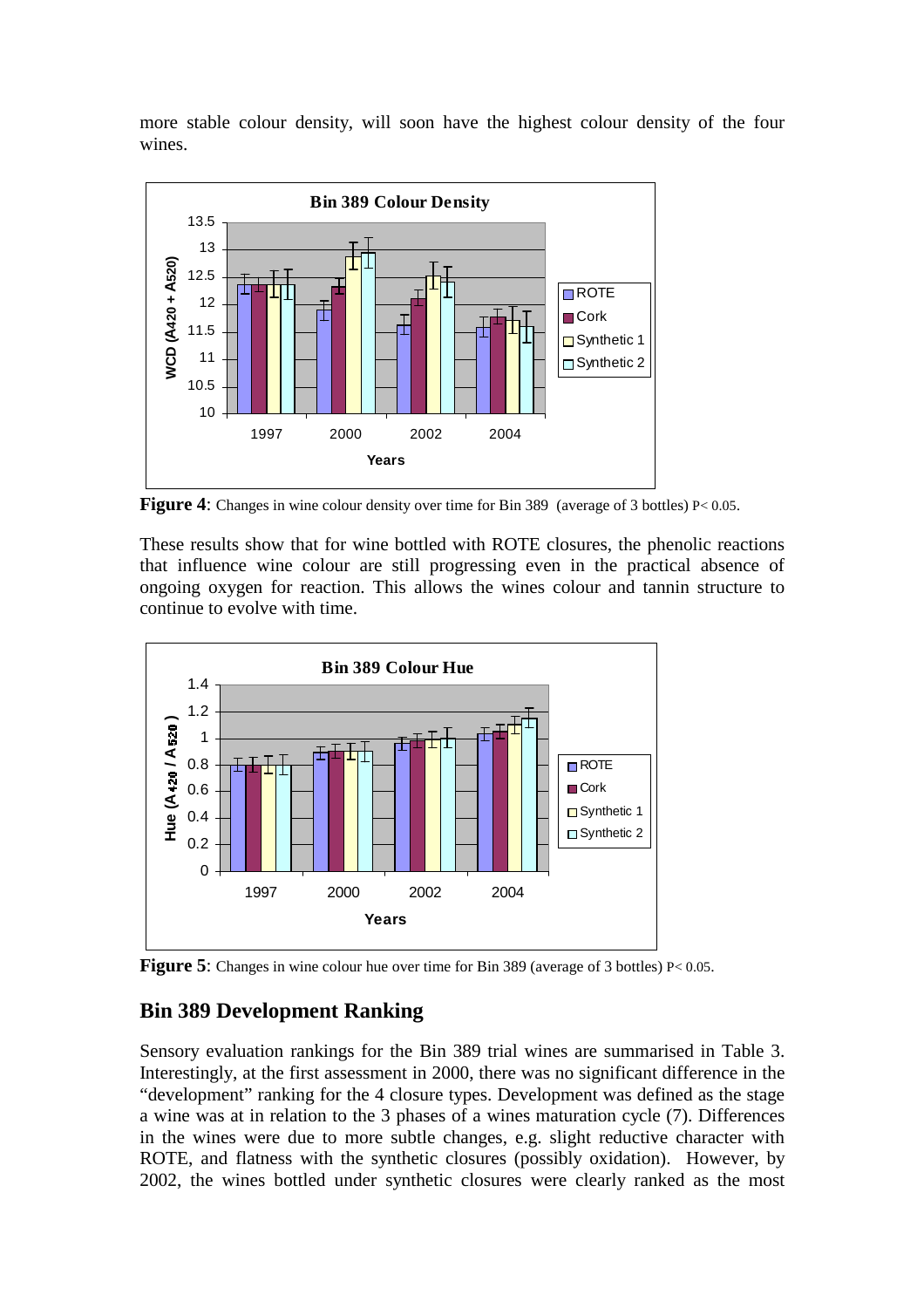more stable colour density, will soon have the highest colour density of the four wines.

**Figure 4**: Changes in wine colour density over time for Bin 389 (average of 3 bottles) $P < 0.05$.

These results show that for wine bottled with ROTE closures, the phenolic reactions that influence wine colour are still progressing even in the practical absence of ongoing oxygen for reaction. This allows the wines colour and tannin structure to continue to evolve with time.

**Figure 5**: Changes in wine colour hue over time for Bin 389 (average of 3 bottles) $P < 0.05$.

## Bin 389 Development Ranking

Sensory evaluation rankings for the Bin 389 trial wines are summarised in Table 3. Interestingly, at the first assessment in 2000, there was no significant difference in the "development" ranking for the 4 closure types. Development was defined as the stage a wine was at in relation to the 3 phases of a wines maturation cycle (7). Differences in the wines were due to more subtle changes, e.g. slight reductive character with ROTE, and flatness with the synthetic closures (possibly oxidation). However, by 2002, the wines bottled under synthetic closures were clearly ranked as the most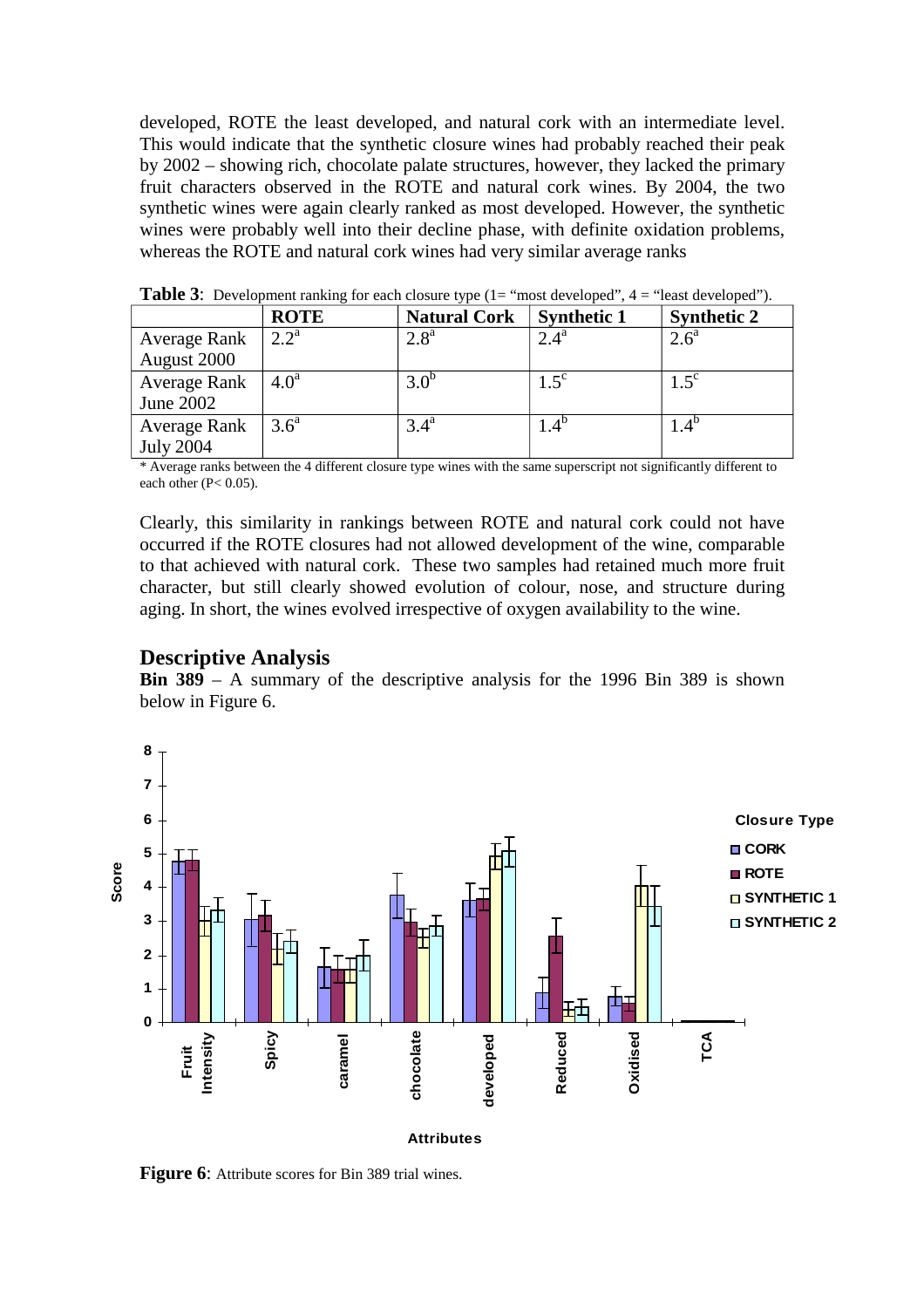developed, ROTE the least developed, and natural cork with an intermediate level. This would indicate that the synthetic closure wines had probably reached their peak by 2002 – showing rich, chocolate palate structures, however, they lacked the primary fruit characters observed in the ROTE and natural cork wines. By 2004, the two synthetic wines were again clearly ranked as most developed. However, the synthetic wines were probably well into their decline phase, with definite oxidation problems, whereas the ROTE and natural cork wines had very similar average ranks

**Table 3**: Development ranking for each closure type (1= "most developed", 4 = "least developed").

| | ROTE | Natural Cork | Synthetic 1 | Synthetic 2 |
|---|---|---|---|---|
| Average Rank August 2000 | $2.2^{a}$ | $2.8^{a}$ | $2.4^{a}$ | $2.6^{a}$ |
| Average Rank June 2002 | $4.0^{a}$ | $3.0^{b}$ | $1.5^{c}$ | $1.5^{c}$ |
| Average Rank July 2004 | $3.6^{a}$ | $3.4^{a}$ | $1.4^{b}$ | $1.4^{b}$ |

* Average ranks between the 4 different closure type wines with the same superscript not significantly different to each other ($P < 0.05$).

Clearly, this similarity in rankings between ROTE and natural cork could not have occurred if the ROTE closures had not allowed development of the wine, comparable to that achieved with natural cork. These two samples had retained much more fruit character, but still clearly showed evolution of colour, nose, and structure during aging. In short, the wines evolved irrespective of oxygen availability to the wine.

## Descriptive Analysis

**Bin 389** – A summary of the descriptive analysis for the 1996 Bin 389 is shown below in Figure 6.

**Figure 6**: Attribute scores for Bin 389 trial wines.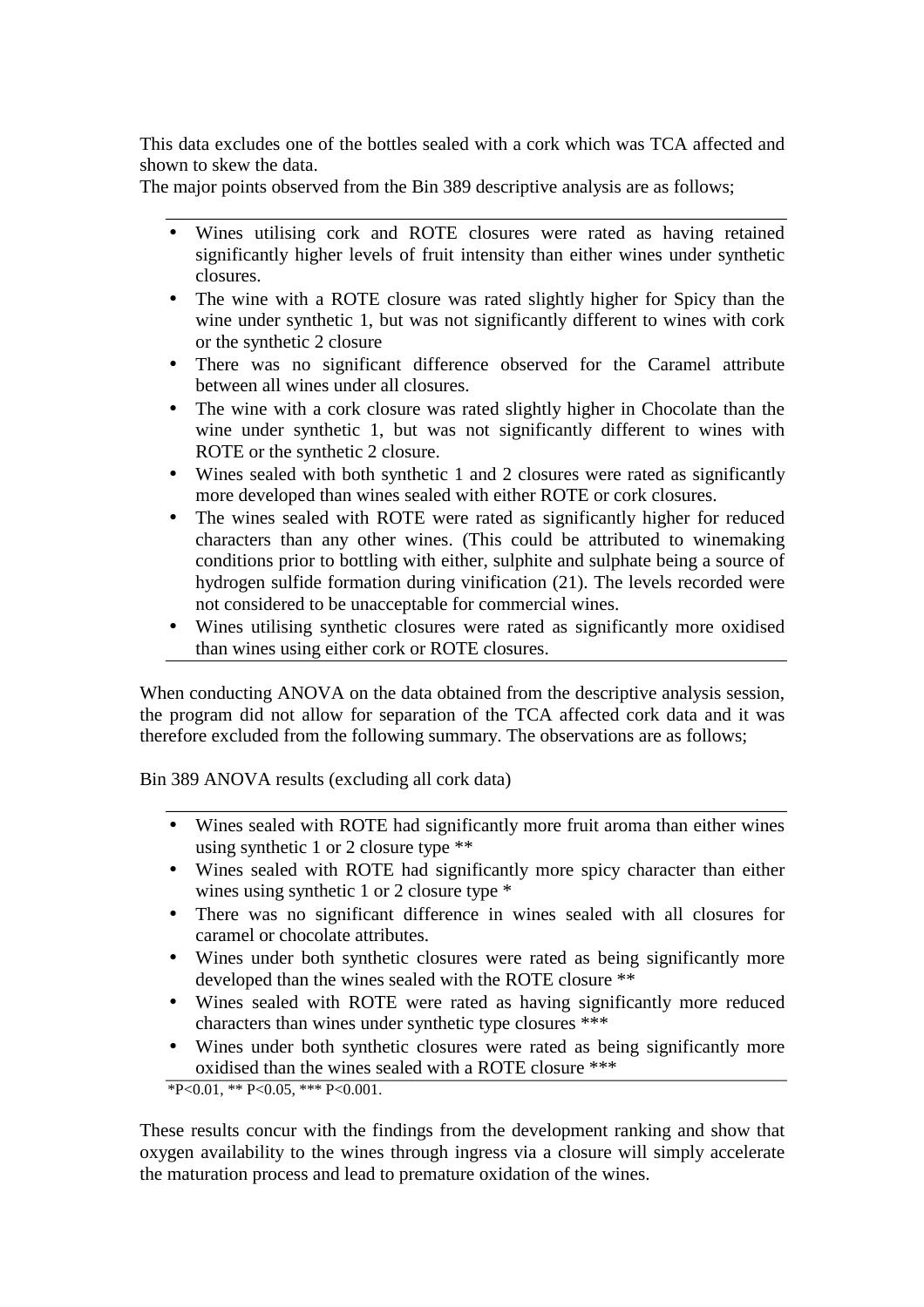This data excludes one of the bottles sealed with a cork which was TCA affected and shown to skew the data.
The major points observed from the Bin 389 descriptive analysis are as follows;

- Wines utilising cork and ROTE closures were rated as having retained significantly higher levels of fruit intensity than either wines under synthetic closures.
- The wine with a ROTE closure was rated slightly higher for Spicy than the wine under synthetic 1, but was not significantly different to wines with cork or the synthetic 2 closure
- There was no significant difference observed for the Caramel attribute between all wines under all closures.
- The wine with a cork closure was rated slightly higher in Chocolate than the wine under synthetic 1, but was not significantly different to wines with ROTE or the synthetic 2 closure.
- Wines sealed with both synthetic 1 and 2 closures were rated as significantly more developed than wines sealed with either ROTE or cork closures.
- The wines sealed with ROTE were rated as significantly higher for reduced characters than any other wines. (This could be attributed to winemaking conditions prior to bottling with either, sulphite and sulphate being a source of hydrogen sulfide formation during vinification (21). The levels recorded were not considered to be unacceptable for commercial wines.
- Wines utilising synthetic closures were rated as significantly more oxidised than wines using either cork or ROTE closures.

When conducting ANOVA on the data obtained from the descriptive analysis session, the program did not allow for separation of the TCA affected cork data and it was therefore excluded from the following summary. The observations are as follows;

Bin 389 ANOVA results (excluding all cork data)

- Wines sealed with ROTE had significantly more fruit aroma than either wines using synthetic 1 or 2 closure type **
- Wines sealed with ROTE had significantly more spicy character than either wines using synthetic 1 or 2 closure type *
- There was no significant difference in wines sealed with all closures for caramel or chocolate attributes.
- Wines under both synthetic closures were rated as being significantly more developed than the wines sealed with the ROTE closure **
- Wines sealed with ROTE were rated as having significantly more reduced characters than wines under synthetic type closures ***
- Wines under both synthetic closures were rated as being significantly more oxidised than the wines sealed with a ROTE closure ***

*$P<0.01$, ** $P<0.05$, *** $P<0.001$.

These results concur with the findings from the development ranking and show that oxygen availability to the wines through ingress via a closure will simply accelerate the maturation process and lead to premature oxidation of the wines.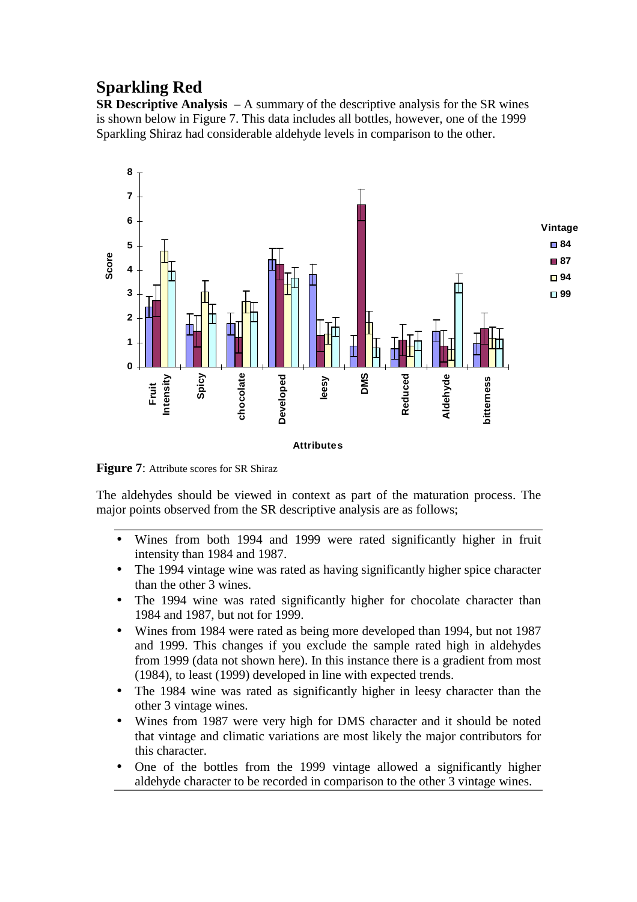# Sparkling Red

**SR Descriptive Analysis** – A summary of the descriptive analysis for the SR wines is shown below in Figure 7. This data includes all bottles, however, one of the 1999 Sparkling Shiraz had considerable aldehyde levels in comparison to the other.

**Figure 7**: Attribute scores for SR Shiraz

The aldehydes should be viewed in context as part of the maturation process. The major points observed from the SR descriptive analysis are as follows;

- Wines from both 1994 and 1999 were rated significantly higher in fruit intensity than 1984 and 1987.
- The 1994 vintage wine was rated as having significantly higher spice character than the other 3 wines.
- The 1994 wine was rated significantly higher for chocolate character than 1984 and 1987, but not for 1999.
- Wines from 1984 were rated as being more developed than 1994, but not 1987 and 1999. This changes if you exclude the sample rated high in aldehydes from 1999 (data not shown here). In this instance there is a gradient from most (1984), to least (1999) developed in line with expected trends.
- The 1984 wine was rated as significantly higher in leesy character than the other 3 vintage wines.
- Wines from 1987 were very high for DMS character and it should be noted that vintage and climatic variations are most likely the major contributors for this character.
- One of the bottles from the 1999 vintage allowed a significantly higher aldehyde character to be recorded in comparison to the other 3 vintage wines.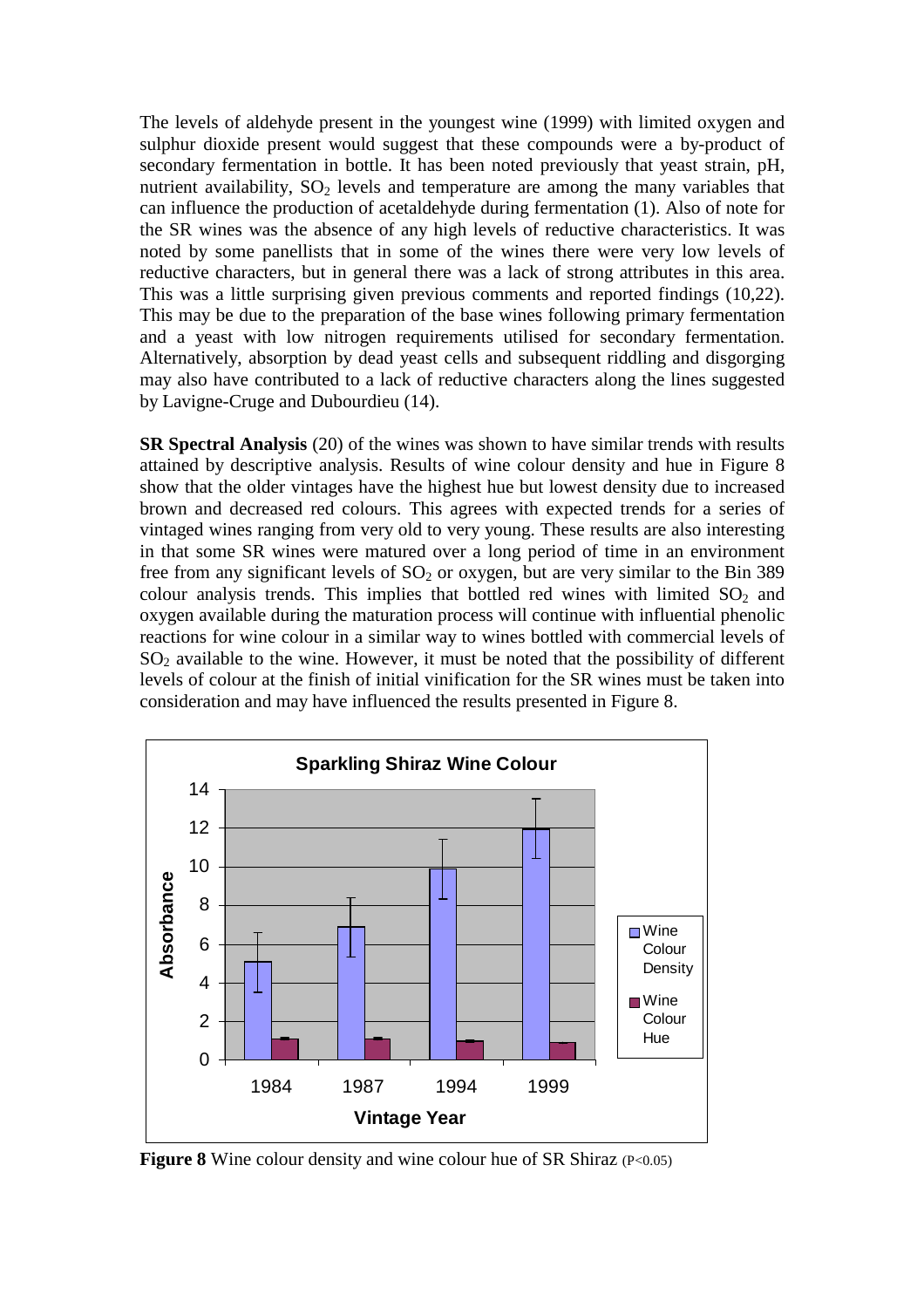The levels of aldehyde present in the youngest wine (1999) with limited oxygen and sulphur dioxide present would suggest that these compounds were a by-product of secondary fermentation in bottle. It has been noted previously that yeast strain, pH, nutrient availability, $SO_2$ levels and temperature are among the many variables that can influence the production of acetaldehyde during fermentation (1). Also of note for the SR wines was the absence of any high levels of reductive characteristics. It was noted by some panellists that in some of the wines there were very low levels of reductive characters, but in general there was a lack of strong attributes in this area. This was a little surprising given previous comments and reported findings (10,22). This may be due to the preparation of the base wines following primary fermentation and a yeast with low nitrogen requirements utilised for secondary fermentation. Alternatively, absorption by dead yeast cells and subsequent riddling and disgorging may also have contributed to a lack of reductive characters along the lines suggested by Lavigne-Cruge and Dubourdieu (14).

**SR Spectral Analysis** (20) of the wines was shown to have similar trends with results attained by descriptive analysis. Results of wine colour density and hue in Figure 8 show that the older vintages have the highest hue but lowest density due to increased brown and decreased red colours. This agrees with expected trends for a series of vintaged wines ranging from very old to very young. These results are also interesting in that some SR wines were matured over a long period of time in an environment free from any significant levels of $SO_2$ or oxygen, but are very similar to the Bin 389 colour analysis trends. This implies that bottled red wines with limited $SO_2$ and oxygen available during the maturation process will continue with influential phenolic reactions for wine colour in a similar way to wines bottled with commercial levels of $SO_2$ available to the wine. However, it must be noted that the possibility of different levels of colour at the finish of initial vinification for the SR wines must be taken into consideration and may have influenced the results presented in Figure 8.

**Sparkling Shiraz Wine Colour**

| Vintage Year | Wine Colour Density (Absorbance) | Wine Colour Hue (Absorbance) |
|---|---|---|
| 1984 | ~5.1 | ~1.1 |
| 1987 | ~6.9 | ~1.1 |
| 1994 | ~9.9 | ~1.0 |
| 1999 | ~12.0 | ~0.9 |

**Figure 8** Wine colour density and wine colour hue of SR Shiraz ($P<0.05$)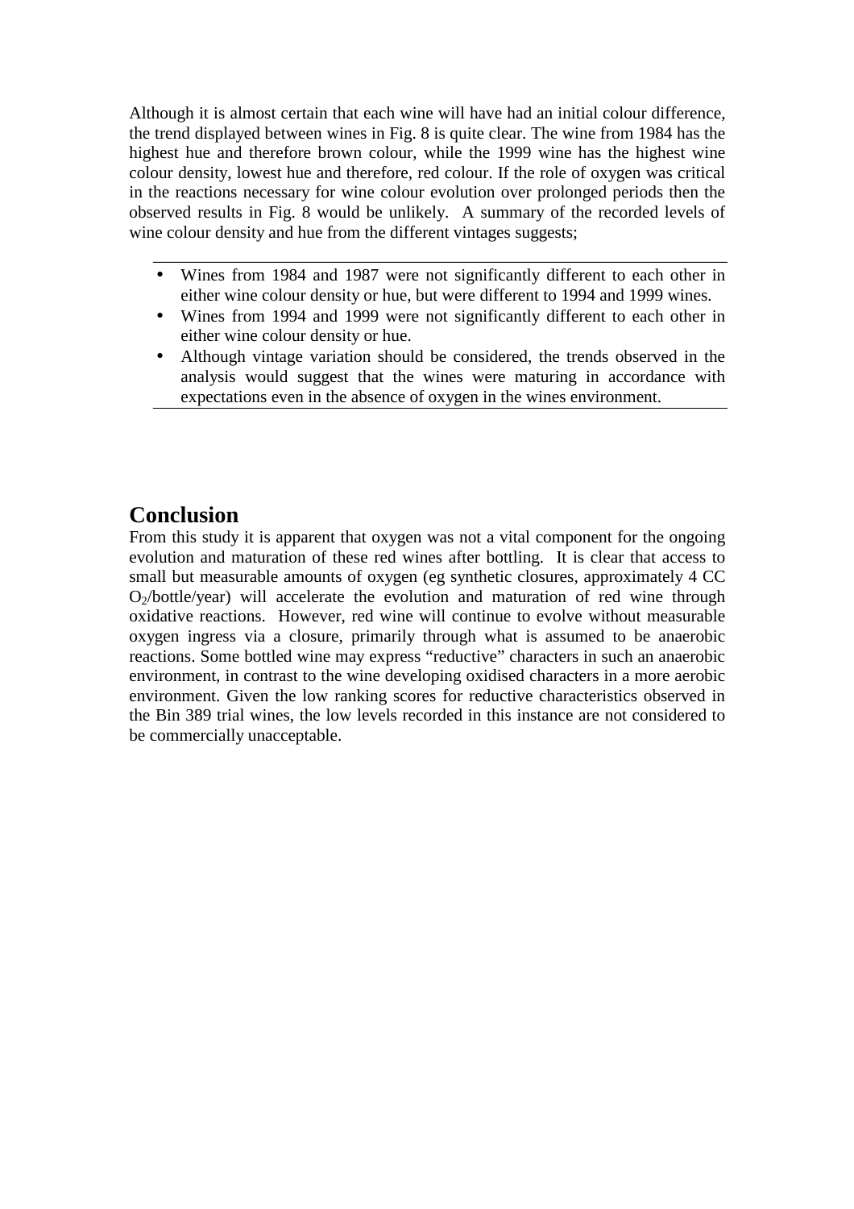Although it is almost certain that each wine will have had an initial colour difference, the trend displayed between wines in Fig. 8 is quite clear. The wine from 1984 has the highest hue and therefore brown colour, while the 1999 wine has the highest wine colour density, lowest hue and therefore, red colour. If the role of oxygen was critical in the reactions necessary for wine colour evolution over prolonged periods then the observed results in Fig. 8 would be unlikely. A summary of the recorded levels of wine colour density and hue from the different vintages suggests;

- Wines from 1984 and 1987 were not significantly different to each other in either wine colour density or hue, but were different to 1994 and 1999 wines.
- Wines from 1994 and 1999 were not significantly different to each other in either wine colour density or hue.
- Although vintage variation should be considered, the trends observed in the analysis would suggest that the wines were maturing in accordance with expectations even in the absence of oxygen in the wines environment.

## Conclusion

From this study it is apparent that oxygen was not a vital component for the ongoing evolution and maturation of these red wines after bottling. It is clear that access to small but measurable amounts of oxygen (eg synthetic closures, approximately 4 CC $O_2$/bottle/year) will accelerate the evolution and maturation of red wine through oxidative reactions. However, red wine will continue to evolve without measurable oxygen ingress via a closure, primarily through what is assumed to be anaerobic reactions. Some bottled wine may express "reductive" characters in such an anaerobic environment, in contrast to the wine developing oxidised characters in a more aerobic environment. Given the low ranking scores for reductive characteristics observed in the Bin 389 trial wines, the low levels recorded in this instance are not considered to be commercially unacceptable.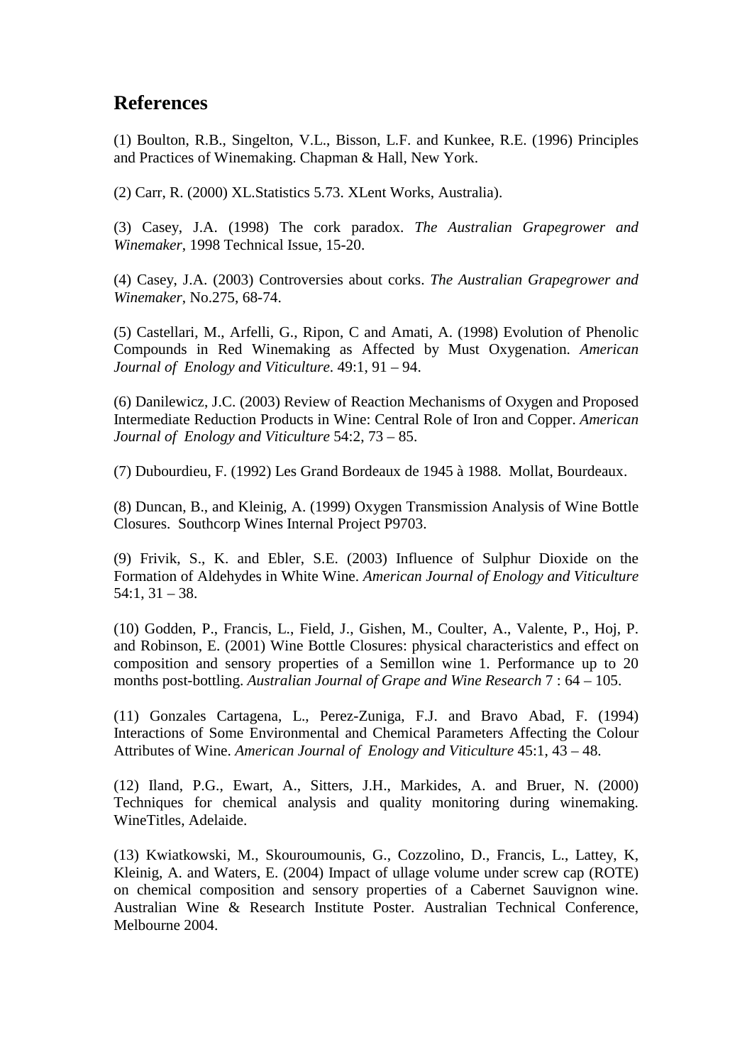## References

(1) Boulton, R.B., Singelton, V.L., Bisson, L.F. and Kunkee, R.E. (1996) Principles and Practices of Winemaking. Chapman & Hall, New York.

(2) Carr, R. (2000) XL.Statistics 5.73. XLent Works, Australia).

(3) Casey, J.A. (1998) The cork paradox. *The Australian Grapegrower and Winemaker*, 1998 Technical Issue, 15-20.

(4) Casey, J.A. (2003) Controversies about corks. *The Australian Grapegrower and Winemaker*, No.275, 68-74.

(5) Castellari, M., Arfelli, G., Ripon, C and Amati, A. (1998) Evolution of Phenolic Compounds in Red Winemaking as Affected by Must Oxygenation. *American Journal of Enology and Viticulture*. 49:1, 91 – 94.

(6) Danilewicz, J.C. (2003) Review of Reaction Mechanisms of Oxygen and Proposed Intermediate Reduction Products in Wine: Central Role of Iron and Copper. *American Journal of Enology and Viticulture* 54:2, 73 – 85.

(7) Dubourdieu, F. (1992) Les Grand Bordeaux de 1945 à 1988. Mollat, Bourdeaux.

(8) Duncan, B., and Kleinig, A. (1999) Oxygen Transmission Analysis of Wine Bottle Closures. Southcorp Wines Internal Project P9703.

(9) Frivik, S., K. and Ebler, S.E. (2003) Influence of Sulphur Dioxide on the Formation of Aldehydes in White Wine. *American Journal of Enology and Viticulture* 54:1, 31 – 38.

(10) Godden, P., Francis, L., Field, J., Gishen, M., Coulter, A., Valente, P., Hoj, P. and Robinson, E. (2001) Wine Bottle Closures: physical characteristics and effect on composition and sensory properties of a Semillon wine 1. Performance up to 20 months post-bottling. *Australian Journal of Grape and Wine Research* 7 : 64 – 105.

(11) Gonzales Cartagena, L., Perez-Zuniga, F.J. and Bravo Abad, F. (1994) Interactions of Some Environmental and Chemical Parameters Affecting the Colour Attributes of Wine. *American Journal of Enology and Viticulture* 45:1, 43 – 48.

(12) Iland, P.G., Ewart, A., Sitters, J.H., Markides, A. and Bruer, N. (2000) Techniques for chemical analysis and quality monitoring during winemaking. WineTitles, Adelaide.

(13) Kwiatkowski, M., Skouroumounis, G., Cozzolino, D., Francis, L., Lattey, K, Kleinig, A. and Waters, E. (2004) Impact of ullage volume under screw cap (ROTE) on chemical composition and sensory properties of a Cabernet Sauvignon wine. Australian Wine & Research Institute Poster. Australian Technical Conference, Melbourne 2004.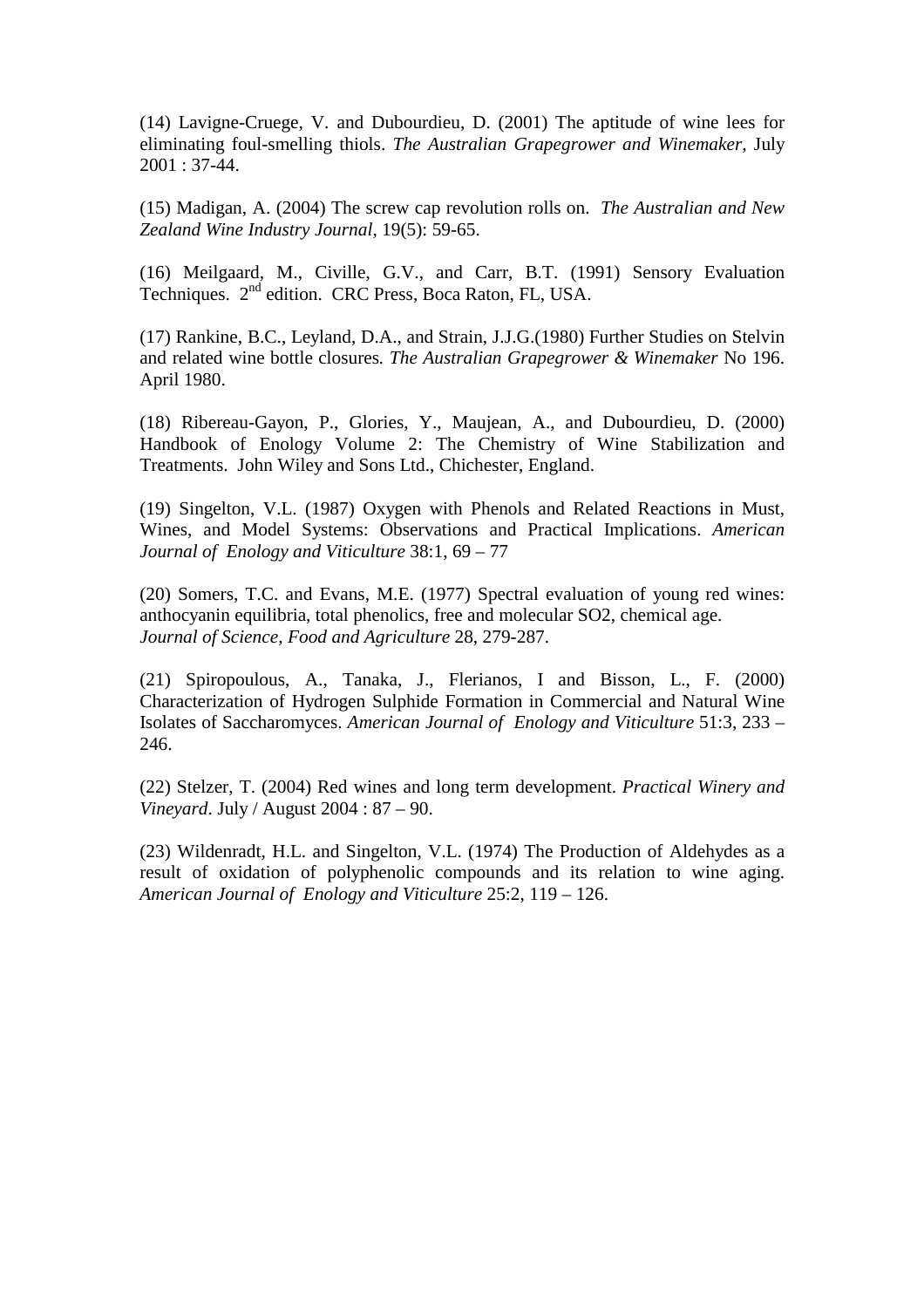(14) Lavigne-Cruege, V. and Dubourdieu, D. (2001) The aptitude of wine lees for eliminating foul-smelling thiols. *The Australian Grapegrower and Winemaker*, July 2001 : 37-44.

(15) Madigan, A. (2004) The screw cap revolution rolls on. *The Australian and New Zealand Wine Industry Journal*, 19(5): 59-65.

(16) Meilgaard, M., Civille, G.V., and Carr, B.T. (1991) Sensory Evaluation Techniques. 2nd edition. CRC Press, Boca Raton, FL, USA.

(17) Rankine, B.C., Leyland, D.A., and Strain, J.J.G.(1980) Further Studies on Stelvin and related wine bottle closures*.* *The Australian Grapegrower & Winemaker* No 196. April 1980.

(18) Ribereau-Gayon, P., Glories, Y., Maujean, A., and Dubourdieu, D. (2000) Handbook of Enology Volume 2: The Chemistry of Wine Stabilization and Treatments. John Wiley and Sons Ltd., Chichester, England.

(19) Singelton, V.L. (1987) Oxygen with Phenols and Related Reactions in Must, Wines, and Model Systems: Observations and Practical Implications. *American Journal of Enology and Viticulture* 38:1, 69 – 77

(20) Somers, T.C. and Evans, M.E. (1977) Spectral evaluation of young red wines: anthocyanin equilibria, total phenolics, free and molecular SO2, chemical age. *Journal of Science, Food and Agriculture* 28, 279-287.

(21) Spiropoulous, A., Tanaka, J., Flerianos, I and Bisson, L., F. (2000) Characterization of Hydrogen Sulphide Formation in Commercial and Natural Wine Isolates of Saccharomyces. *American Journal of Enology and Viticulture* 51:3, 233 – 246.

(22) Stelzer, T. (2004) Red wines and long term development. *Practical Winery and Vineyard*. July / August 2004 : 87 – 90.

(23) Wildenradt, H.L. and Singelton, V.L. (1974) The Production of Aldehydes as a result of oxidation of polyphenolic compounds and its relation to wine aging. *American Journal of Enology and Viticulture* 25:2, 119 – 126.